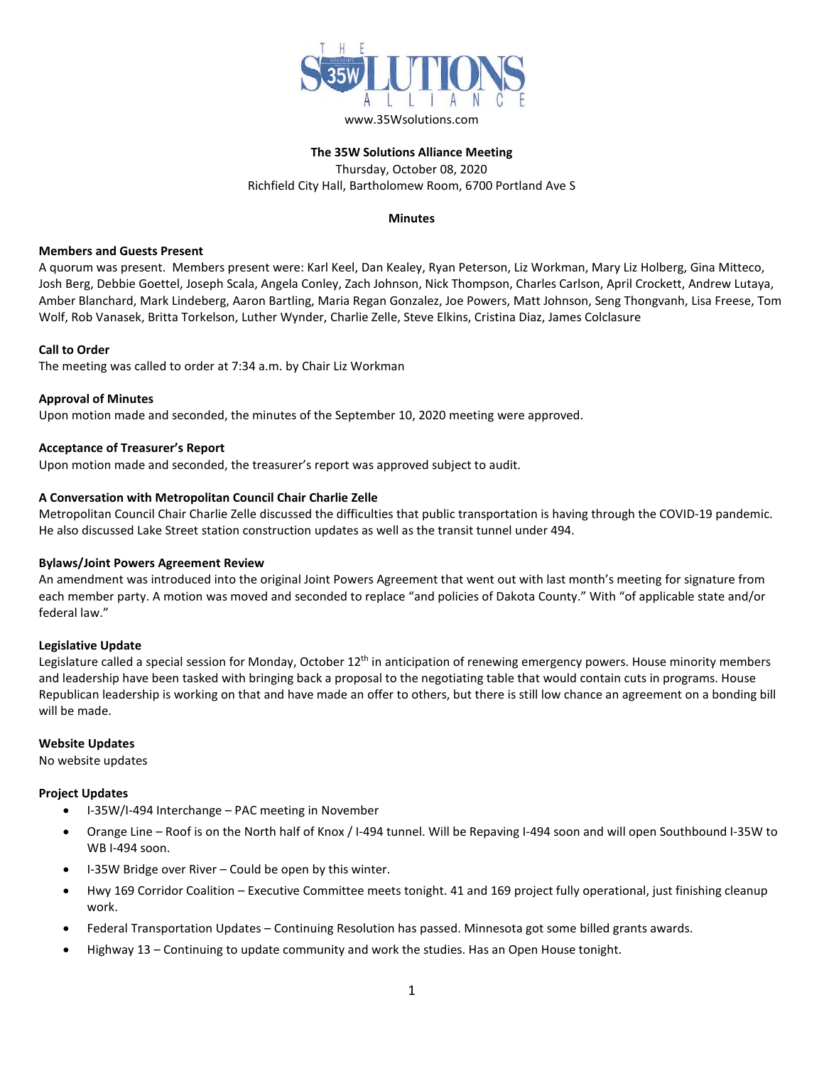www.35Wsolutions.com

**The 35W Solutions Alliance Meeting**

Thursday, October 08, 2020

Richfield City Hall, Bartholomew Room, 6700 Portland Ave S

**Minutes**

**Members and Guests Present**

A quorum was present. Members present were: Karl Keel, Dan Kealey, Ryan Peterson, Liz Workman, Mary Liz Holberg, Gina Mitteco, Josh Berg, Debbie Goettel, Joseph Scala, Angela Conley, Zach Johnson, Nick Thompson, Charles Carlson, April Crockett, Andrew Lutaya, Amber Blanchard, Mark Lindeberg, Aaron Bartling, Maria Regan Gonzalez, Joe Powers, Matt Johnson, Seng Thongvanh, Lisa Freese, Tom Wolf, Rob Vanasek, Britta Torkelson, Luther Wynder, Charlie Zelle, Steve Elkins, Cristina Diaz, James Colclasure

**Call to Order**

The meeting was called to order at 7:34 a.m. by Chair Liz Workman

**Approval of Minutes**

Upon motion made and seconded, the minutes of the September 10, 2020 meeting were approved.

**Acceptance of Treasurer's Report**

Upon motion made and seconded, the treasurer's report was approved subject to audit.

**A Conversation with Metropolitan Council Chair Charlie Zelle**

Metropolitan Council Chair Charlie Zelle discussed the difficulties that public transportation is having through the COVID-19 pandemic. He also discussed Lake Street station construction updates as well as the transit tunnel under 494.

**Bylaws/Joint Powers Agreement Review**

An amendment was introduced into the original Joint Powers Agreement that went out with last month's meeting for signature from each member party. A motion was moved and seconded to replace "and policies of Dakota County." With "of applicable state and/or federal law."

**Legislative Update**

Legislature called a special session for Monday, October 12th in anticipation of renewing emergency powers. House minority members and leadership have been tasked with bringing back a proposal to the negotiating table that would contain cuts in programs. House Republican leadership is working on that and have made an offer to others, but there is still low chance an agreement on a bonding bill will be made.

**Website Updates**

No website updates

**Project Updates**

- I-35W/I-494 Interchange – PAC meeting in November
- Orange Line – Roof is on the North half of Knox / I-494 tunnel. Will be Repaving I-494 soon and will open Southbound I-35W to WB I-494 soon.
- I-35W Bridge over River – Could be open by this winter.
- Hwy 169 Corridor Coalition – Executive Committee meets tonight. 41 and 169 project fully operational, just finishing cleanup work.
- Federal Transportation Updates – Continuing Resolution has passed. Minnesota got some billed grants awards.
- Highway 13 – Continuing to update community and work the studies. Has an Open House tonight.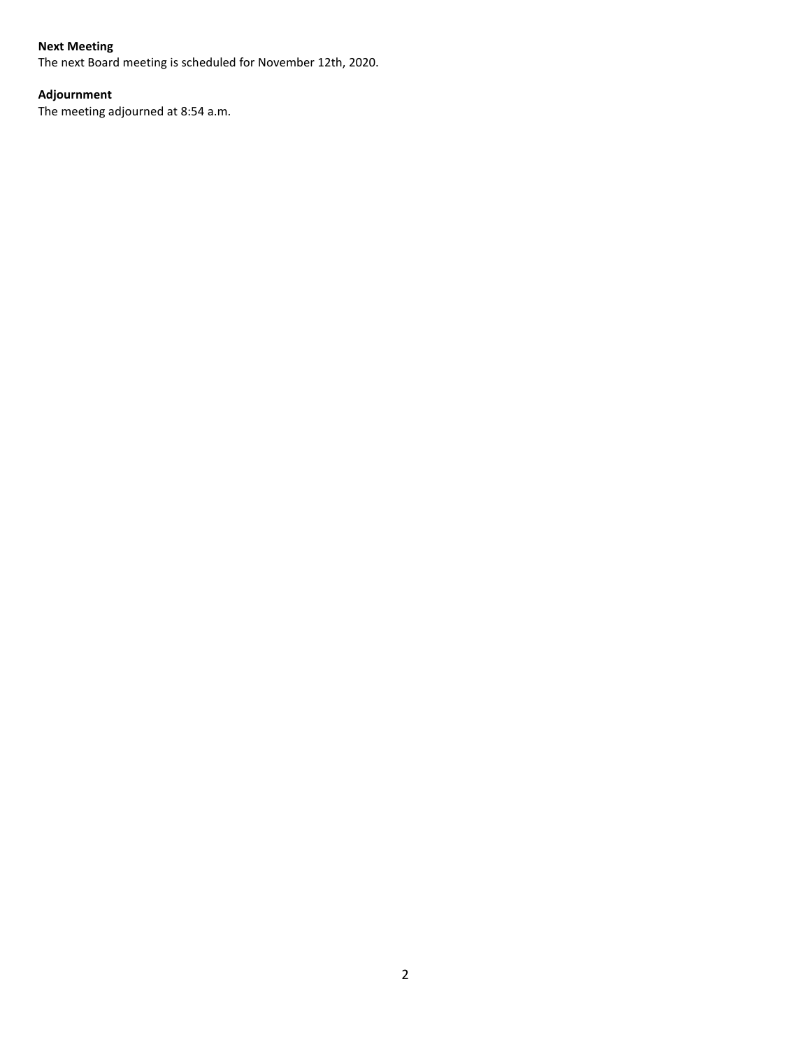**Next Meeting**
The next Board meeting is scheduled for November 12th, 2020.

**Adjournment**
The meeting adjourned at 8:54 a.m.